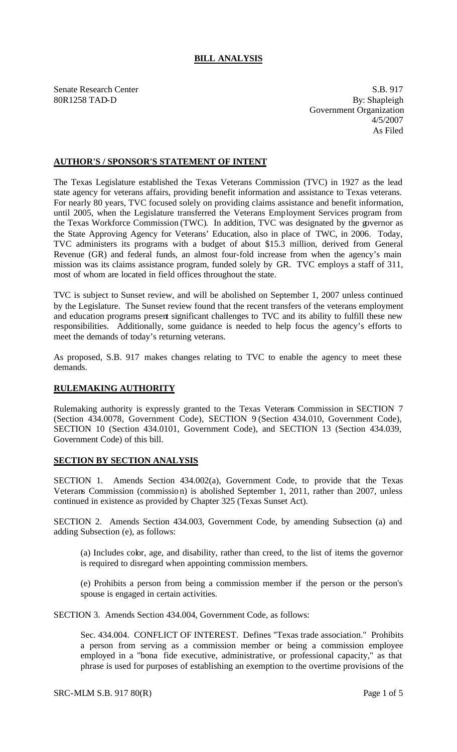# BILL ANALYSIS

Senate Research Center
80R1258 TAD-D

S.B. 917
By: Shapleigh
Government Organization
4/5/2007
As Filed

## AUTHOR'S / SPONSOR'S STATEMENT OF INTENT

The Texas Legislature established the Texas Veterans Commission (TVC) in 1927 as the lead state agency for veterans affairs, providing benefit information and assistance to Texas veterans. For nearly 80 years, TVC focused solely on providing claims assistance and benefit information, until 2005, when the Legislature transferred the Veterans Employment Services program from the Texas Workforce Commission (TWC). In addition, TVC was designated by the governor as the State Approving Agency for Veterans' Education, also in place of TWC, in 2006. Today, TVC administers its programs with a budget of about $15.3 million, derived from General Revenue (GR) and federal funds, an almost four-fold increase from when the agency's main mission was its claims assistance program, funded solely by GR. TVC employs a staff of 311, most of whom are located in field offices throughout the state.

TVC is subject to Sunset review, and will be abolished on September 1, 2007 unless continued by the Legislature. The Sunset review found that the recent transfers of the veterans employment and education programs present significant challenges to TVC and its ability to fulfill these new responsibilities. Additionally, some guidance is needed to help focus the agency's efforts to meet the demands of today's returning veterans.

As proposed, S.B. 917 makes changes relating to TVC to enable the agency to meet these demands.

## RULEMAKING AUTHORITY

Rulemaking authority is expressly granted to the Texas Veterans Commission in SECTION 7 (Section 434.0078, Government Code), SECTION 9 (Section 434.010, Government Code), SECTION 10 (Section 434.0101, Government Code), and SECTION 13 (Section 434.039, Government Code) of this bill.

## SECTION BY SECTION ANALYSIS

SECTION 1. Amends Section 434.002(a), Government Code, to provide that the Texas Veterans Commission (commission) is abolished September 1, 2011, rather than 2007, unless continued in existence as provided by Chapter 325 (Texas Sunset Act).

SECTION 2. Amends Section 434.003, Government Code, by amending Subsection (a) and adding Subsection (e), as follows:

(a) Includes color, age, and disability, rather than creed, to the list of items the governor is required to disregard when appointing commission members.

(e) Prohibits a person from being a commission member if the person or the person's spouse is engaged in certain activities.

SECTION 3. Amends Section 434.004, Government Code, as follows:

Sec. 434.004. CONFLICT OF INTEREST. Defines "Texas trade association." Prohibits a person from serving as a commission member or being a commission employee employed in a "bona fide executive, administrative, or professional capacity," as that phrase is used for purposes of establishing an exemption to the overtime provisions of the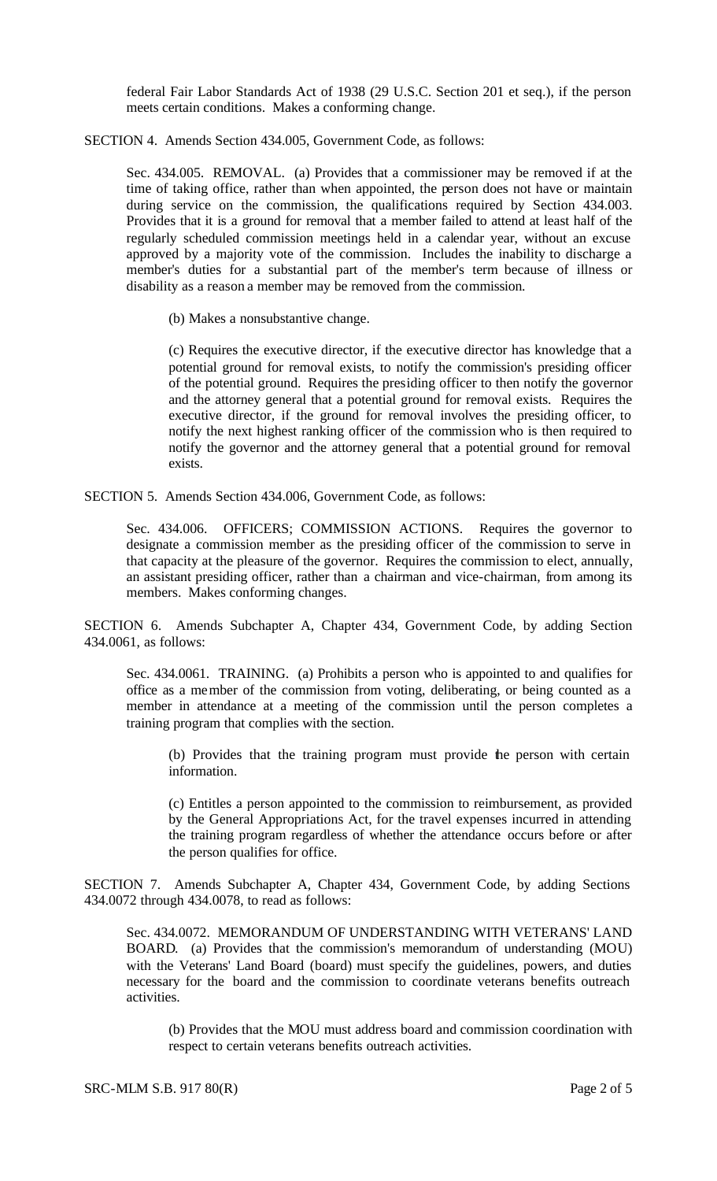federal Fair Labor Standards Act of 1938 (29 U.S.C. Section 201 et seq.), if the person meets certain conditions. Makes a conforming change.

SECTION 4. Amends Section 434.005, Government Code, as follows:

Sec. 434.005. REMOVAL. (a) Provides that a commissioner may be removed if at the time of taking office, rather than when appointed, the person does not have or maintain during service on the commission, the qualifications required by Section 434.003. Provides that it is a ground for removal that a member failed to attend at least half of the regularly scheduled commission meetings held in a calendar year, without an excuse approved by a majority vote of the commission. Includes the inability to discharge a member's duties for a substantial part of the member's term because of illness or disability as a reason a member may be removed from the commission.

(b) Makes a nonsubstantive change.

(c) Requires the executive director, if the executive director has knowledge that a potential ground for removal exists, to notify the commission's presiding officer of the potential ground. Requires the presiding officer to then notify the governor and the attorney general that a potential ground for removal exists. Requires the executive director, if the ground for removal involves the presiding officer, to notify the next highest ranking officer of the commission who is then required to notify the governor and the attorney general that a potential ground for removal exists.

SECTION 5. Amends Section 434.006, Government Code, as follows:

Sec. 434.006. OFFICERS; COMMISSION ACTIONS. Requires the governor to designate a commission member as the presiding officer of the commission to serve in that capacity at the pleasure of the governor. Requires the commission to elect, annually, an assistant presiding officer, rather than a chairman and vice-chairman, from among its members. Makes conforming changes.

SECTION 6. Amends Subchapter A, Chapter 434, Government Code, by adding Section 434.0061, as follows:

Sec. 434.0061. TRAINING. (a) Prohibits a person who is appointed to and qualifies for office as a member of the commission from voting, deliberating, or being counted as a member in attendance at a meeting of the commission until the person completes a training program that complies with the section.

(b) Provides that the training program must provide the person with certain information.

(c) Entitles a person appointed to the commission to reimbursement, as provided by the General Appropriations Act, for the travel expenses incurred in attending the training program regardless of whether the attendance occurs before or after the person qualifies for office.

SECTION 7. Amends Subchapter A, Chapter 434, Government Code, by adding Sections 434.0072 through 434.0078, to read as follows:

Sec. 434.0072. MEMORANDUM OF UNDERSTANDING WITH VETERANS' LAND BOARD. (a) Provides that the commission's memorandum of understanding (MOU) with the Veterans' Land Board (board) must specify the guidelines, powers, and duties necessary for the board and the commission to coordinate veterans benefits outreach activities.

(b) Provides that the MOU must address board and commission coordination with respect to certain veterans benefits outreach activities.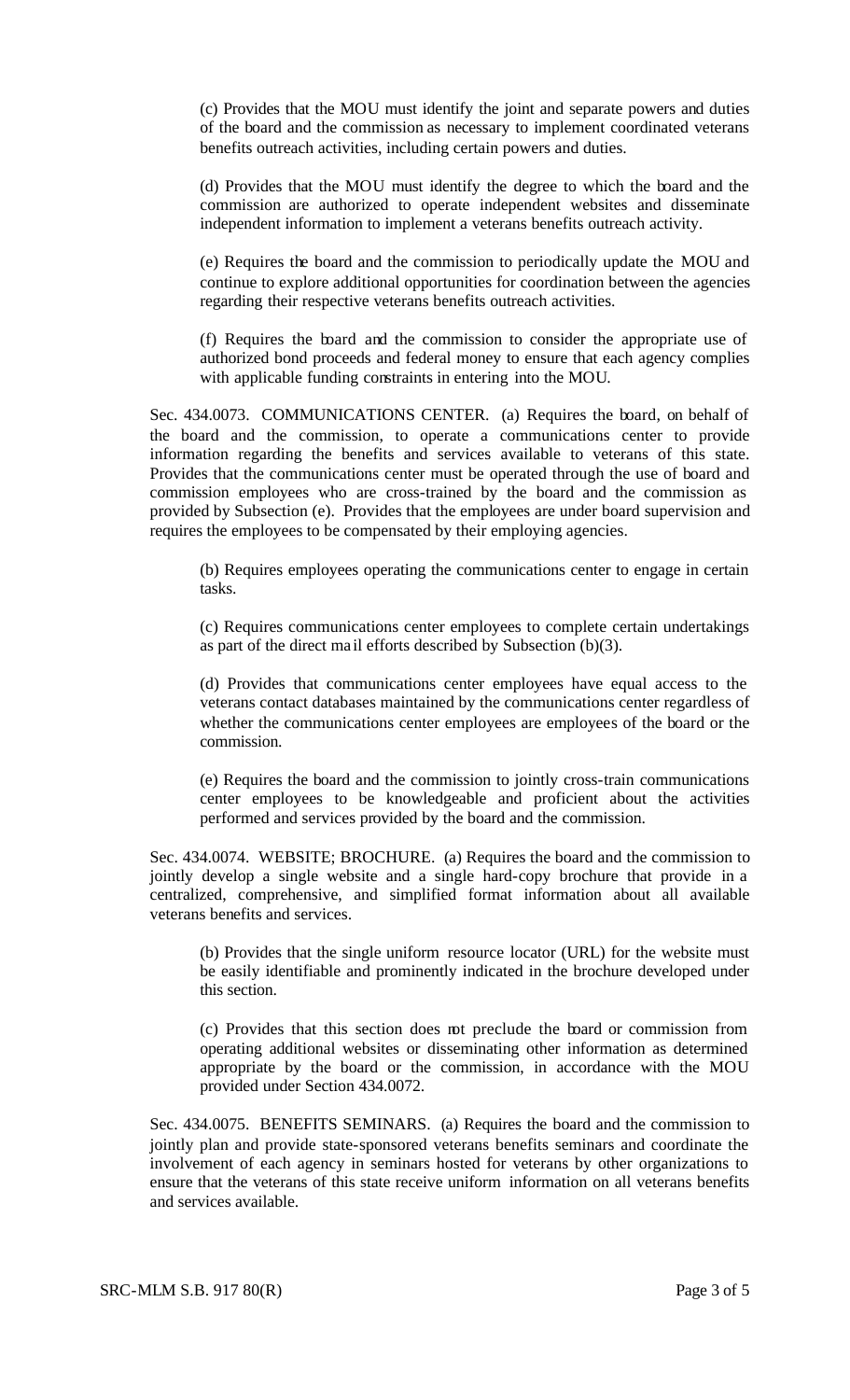(c) Provides that the MOU must identify the joint and separate powers and duties of the board and the commission as necessary to implement coordinated veterans benefits outreach activities, including certain powers and duties.

(d) Provides that the MOU must identify the degree to which the board and the commission are authorized to operate independent websites and disseminate independent information to implement a veterans benefits outreach activity.

(e) Requires the board and the commission to periodically update the MOU and continue to explore additional opportunities for coordination between the agencies regarding their respective veterans benefits outreach activities.

(f) Requires the board and the commission to consider the appropriate use of authorized bond proceeds and federal money to ensure that each agency complies with applicable funding constraints in entering into the MOU.

Sec. 434.0073. COMMUNICATIONS CENTER. (a) Requires the board, on behalf of the board and the commission, to operate a communications center to provide information regarding the benefits and services available to veterans of this state. Provides that the communications center must be operated through the use of board and commission employees who are cross-trained by the board and the commission as provided by Subsection (e). Provides that the employees are under board supervision and requires the employees to be compensated by their employing agencies.

(b) Requires employees operating the communications center to engage in certain tasks.

(c) Requires communications center employees to complete certain undertakings as part of the direct mail efforts described by Subsection (b)(3).

(d) Provides that communications center employees have equal access to the veterans contact databases maintained by the communications center regardless of whether the communications center employees are employees of the board or the commission.

(e) Requires the board and the commission to jointly cross-train communications center employees to be knowledgeable and proficient about the activities performed and services provided by the board and the commission.

Sec. 434.0074. WEBSITE; BROCHURE. (a) Requires the board and the commission to jointly develop a single website and a single hard-copy brochure that provide in a centralized, comprehensive, and simplified format information about all available veterans benefits and services.

(b) Provides that the single uniform resource locator (URL) for the website must be easily identifiable and prominently indicated in the brochure developed under this section.

(c) Provides that this section does not preclude the board or commission from operating additional websites or disseminating other information as determined appropriate by the board or the commission, in accordance with the MOU provided under Section 434.0072.

Sec. 434.0075. BENEFITS SEMINARS. (a) Requires the board and the commission to jointly plan and provide state-sponsored veterans benefits seminars and coordinate the involvement of each agency in seminars hosted for veterans by other organizations to ensure that the veterans of this state receive uniform information on all veterans benefits and services available.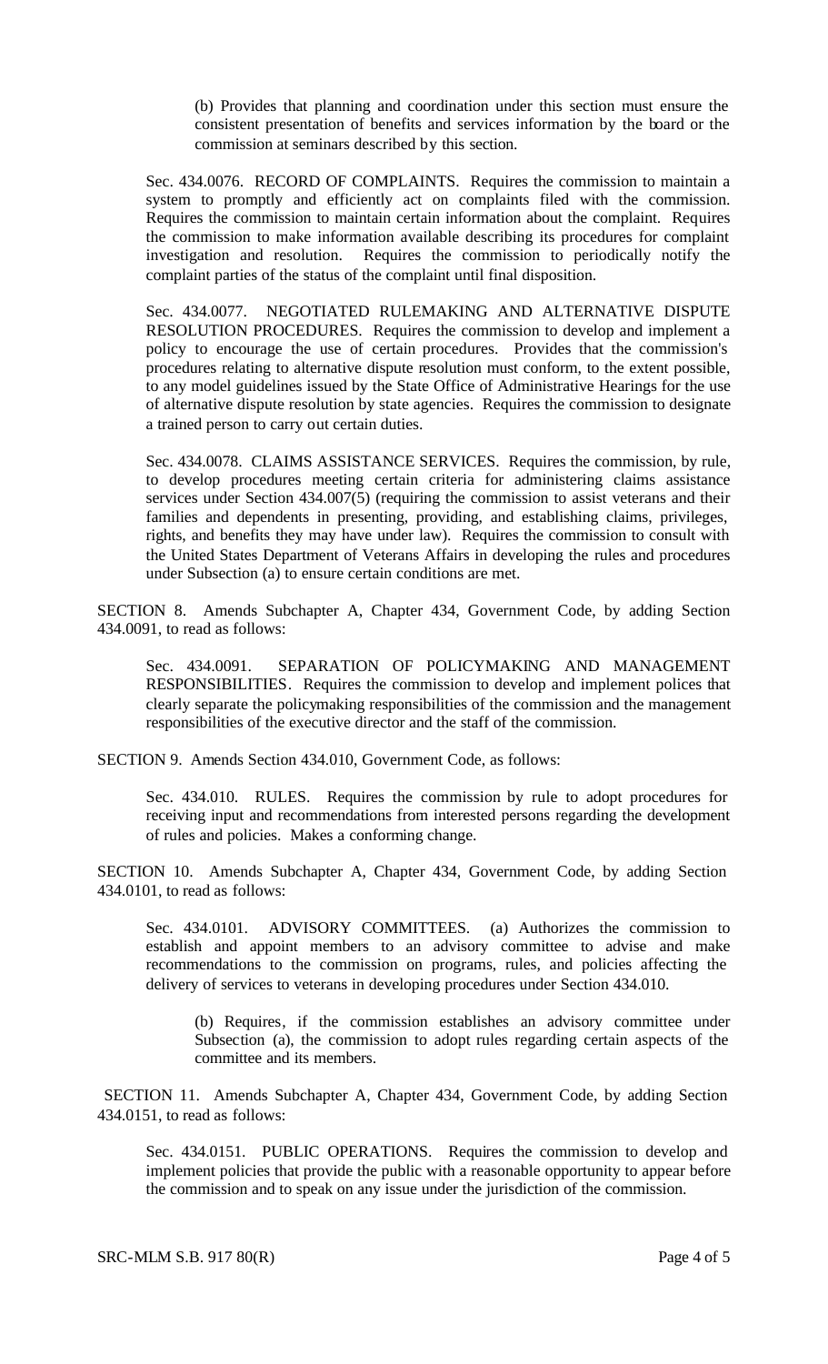(b) Provides that planning and coordination under this section must ensure the consistent presentation of benefits and services information by the board or the commission at seminars described by this section.

Sec. 434.0076. RECORD OF COMPLAINTS. Requires the commission to maintain a system to promptly and efficiently act on complaints filed with the commission. Requires the commission to maintain certain information about the complaint. Requires the commission to make information available describing its procedures for complaint investigation and resolution. Requires the commission to periodically notify the complaint parties of the status of the complaint until final disposition.

Sec. 434.0077. NEGOTIATED RULEMAKING AND ALTERNATIVE DISPUTE RESOLUTION PROCEDURES. Requires the commission to develop and implement a policy to encourage the use of certain procedures. Provides that the commission's procedures relating to alternative dispute resolution must conform, to the extent possible, to any model guidelines issued by the State Office of Administrative Hearings for the use of alternative dispute resolution by state agencies. Requires the commission to designate a trained person to carry out certain duties.

Sec. 434.0078. CLAIMS ASSISTANCE SERVICES. Requires the commission, by rule, to develop procedures meeting certain criteria for administering claims assistance services under Section 434.007(5) (requiring the commission to assist veterans and their families and dependents in presenting, providing, and establishing claims, privileges, rights, and benefits they may have under law). Requires the commission to consult with the United States Department of Veterans Affairs in developing the rules and procedures under Subsection (a) to ensure certain conditions are met.

SECTION 8. Amends Subchapter A, Chapter 434, Government Code, by adding Section 434.0091, to read as follows:

Sec. 434.0091. SEPARATION OF POLICYMAKING AND MANAGEMENT RESPONSIBILITIES. Requires the commission to develop and implement polices that clearly separate the policymaking responsibilities of the commission and the management responsibilities of the executive director and the staff of the commission.

SECTION 9. Amends Section 434.010, Government Code, as follows:

Sec. 434.010. RULES. Requires the commission by rule to adopt procedures for receiving input and recommendations from interested persons regarding the development of rules and policies. Makes a conforming change.

SECTION 10. Amends Subchapter A, Chapter 434, Government Code, by adding Section 434.0101, to read as follows:

Sec. 434.0101. ADVISORY COMMITTEES. (a) Authorizes the commission to establish and appoint members to an advisory committee to advise and make recommendations to the commission on programs, rules, and policies affecting the delivery of services to veterans in developing procedures under Section 434.010.

(b) Requires, if the commission establishes an advisory committee under Subsection (a), the commission to adopt rules regarding certain aspects of the committee and its members.

SECTION 11. Amends Subchapter A, Chapter 434, Government Code, by adding Section 434.0151, to read as follows:

Sec. 434.0151. PUBLIC OPERATIONS. Requires the commission to develop and implement policies that provide the public with a reasonable opportunity to appear before the commission and to speak on any issue under the jurisdiction of the commission.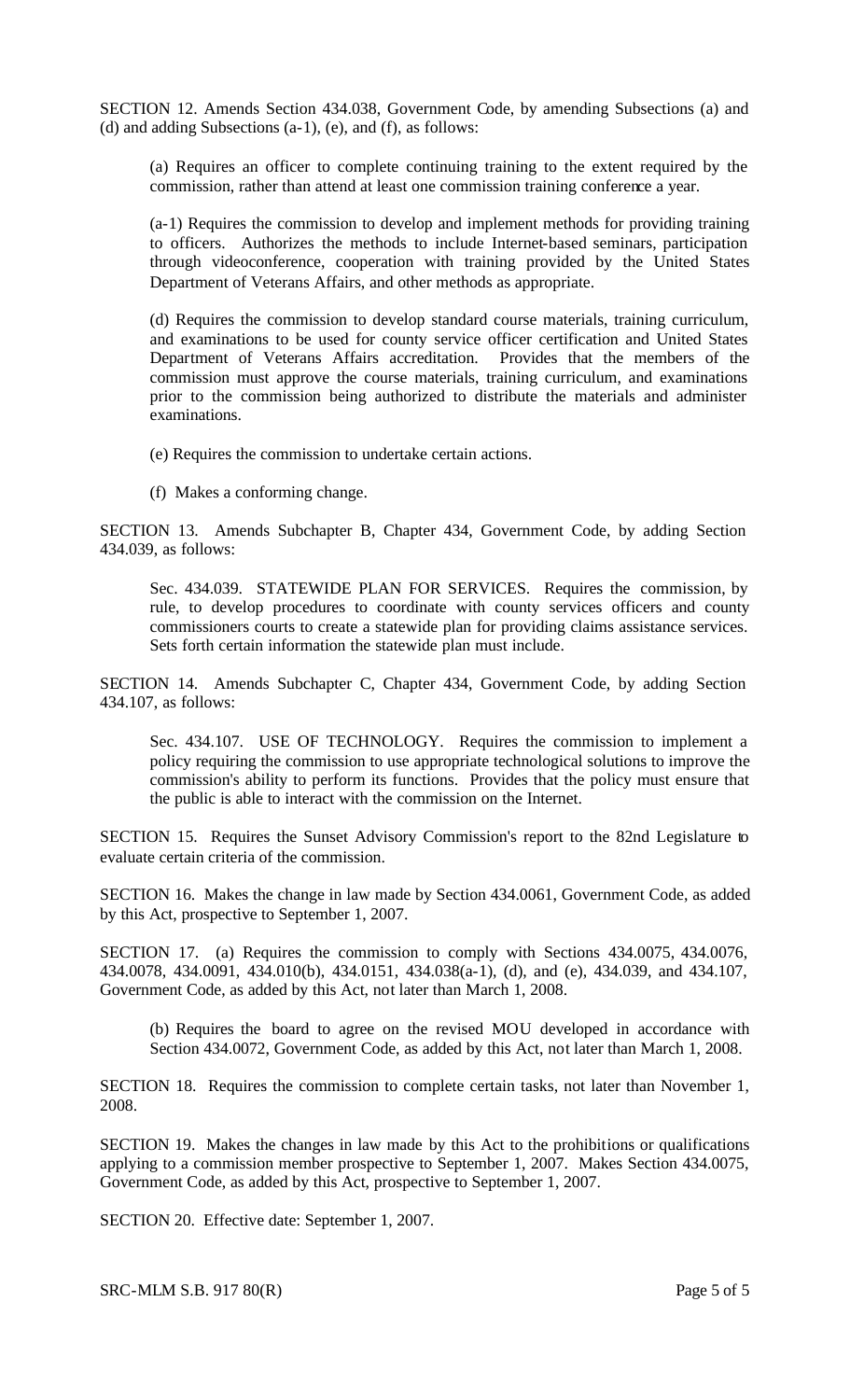SECTION 12. Amends Section 434.038, Government Code, by amending Subsections (a) and (d) and adding Subsections (a-1), (e), and (f), as follows:

(a) Requires an officer to complete continuing training to the extent required by the commission, rather than attend at least one commission training conference a year.

(a-1) Requires the commission to develop and implement methods for providing training to officers. Authorizes the methods to include Internet-based seminars, participation through videoconference, cooperation with training provided by the United States Department of Veterans Affairs, and other methods as appropriate.

(d) Requires the commission to develop standard course materials, training curriculum, and examinations to be used for county service officer certification and United States Department of Veterans Affairs accreditation. Provides that the members of the commission must approve the course materials, training curriculum, and examinations prior to the commission being authorized to distribute the materials and administer examinations.

(e) Requires the commission to undertake certain actions.

(f) Makes a conforming change.

SECTION 13. Amends Subchapter B, Chapter 434, Government Code, by adding Section 434.039, as follows:

Sec. 434.039. STATEWIDE PLAN FOR SERVICES. Requires the commission, by rule, to develop procedures to coordinate with county services officers and county commissioners courts to create a statewide plan for providing claims assistance services. Sets forth certain information the statewide plan must include.

SECTION 14. Amends Subchapter C, Chapter 434, Government Code, by adding Section 434.107, as follows:

Sec. 434.107. USE OF TECHNOLOGY. Requires the commission to implement a policy requiring the commission to use appropriate technological solutions to improve the commission's ability to perform its functions. Provides that the policy must ensure that the public is able to interact with the commission on the Internet.

SECTION 15. Requires the Sunset Advisory Commission's report to the 82nd Legislature to evaluate certain criteria of the commission.

SECTION 16. Makes the change in law made by Section 434.0061, Government Code, as added by this Act, prospective to September 1, 2007.

SECTION 17. (a) Requires the commission to comply with Sections 434.0075, 434.0076, 434.0078, 434.0091, 434.010(b), 434.0151, 434.038(a-1), (d), and (e), 434.039, and 434.107, Government Code, as added by this Act, not later than March 1, 2008.

(b) Requires the board to agree on the revised MOU developed in accordance with Section 434.0072, Government Code, as added by this Act, not later than March 1, 2008.

SECTION 18. Requires the commission to complete certain tasks, not later than November 1, 2008.

SECTION 19. Makes the changes in law made by this Act to the prohibitions or qualifications applying to a commission member prospective to September 1, 2007. Makes Section 434.0075, Government Code, as added by this Act, prospective to September 1, 2007.

SECTION 20. Effective date: September 1, 2007.

SRC-MLM S.B. 917 80(R)